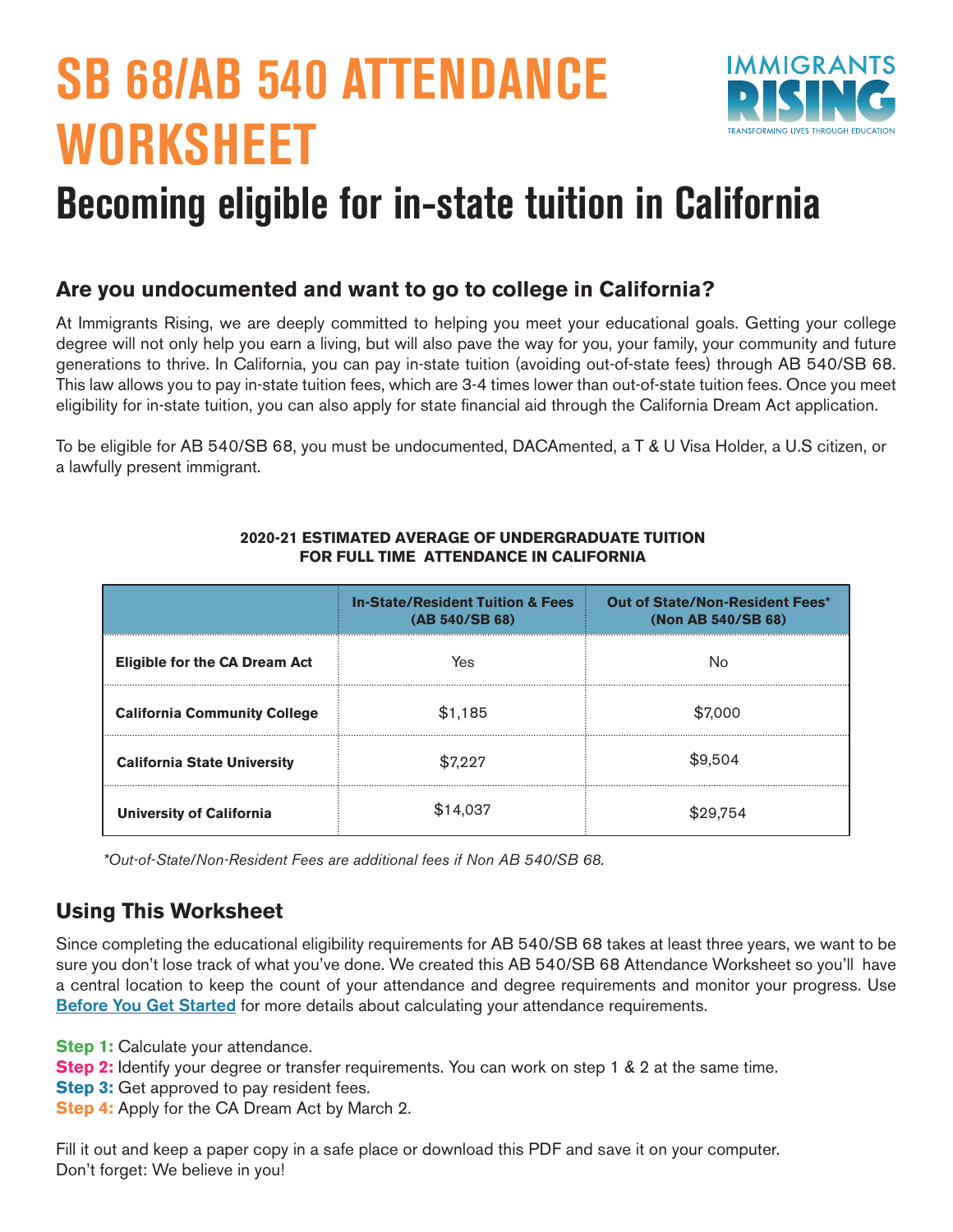# SB 68/AB 540 ATTENDANCE WORKSHEET

IMMIGRANTS RISING
TRANSFORMING LIVES THROUGH EDUCATION

# Becoming eligible for in-state tuition in California

## Are you undocumented and want to go to college in California?

At Immigrants Rising, we are deeply committed to helping you meet your educational goals. Getting your college degree will not only help you earn a living, but will also pave the way for you, your family, your community and future generations to thrive. In California, you can pay in-state tuition (avoiding out-of-state fees) through AB 540/SB 68. This law allows you to pay in-state tuition fees, which are 3-4 times lower than out-of-state tuition fees. Once you meet eligibility for in-state tuition, you can also apply for state financial aid through the California Dream Act application.

To be eligible for AB 540/SB 68, you must be undocumented, DACAmented, a T & U Visa Holder, a U.S citizen, or a lawfully present immigrant.

**2020-21 ESTIMATED AVERAGE OF UNDERGRADUATE TUITION FOR FULL TIME ATTENDANCE IN CALIFORNIA**

| | In-State/Resident Tuition & Fees (AB 540/SB 68) | Out of State/Non-Resident Fees* (Non AB 540/SB 68) |
|---|---|---|
| **Eligible for the CA Dream Act** | Yes | No |
| **California Community College** | $1,185 | $7,000 |
| **California State University** | $7,227 | $9,504 |
| **University of California** | $14,037 | $29,754 |

*\*Out-of-State/Non-Resident Fees are additional fees if Non AB 540/SB 68.*

## Using This Worksheet

Since completing the educational eligibility requirements for AB 540/SB 68 takes at least three years, we want to be sure you don't lose track of what you've done. We created this AB 540/SB 68 Attendance Worksheet so you'll have a central location to keep the count of your attendance and degree requirements and monitor your progress. Use Before You Get Started for more details about calculating your attendance requirements.

**Step 1:** Calculate your attendance.
**Step 2:** Identify your degree or transfer requirements. You can work on step 1 & 2 at the same time.
**Step 3:** Get approved to pay resident fees.
**Step 4:** Apply for the CA Dream Act by March 2.

Fill it out and keep a paper copy in a safe place or download this PDF and save it on your computer.
Don't forget: We believe in you!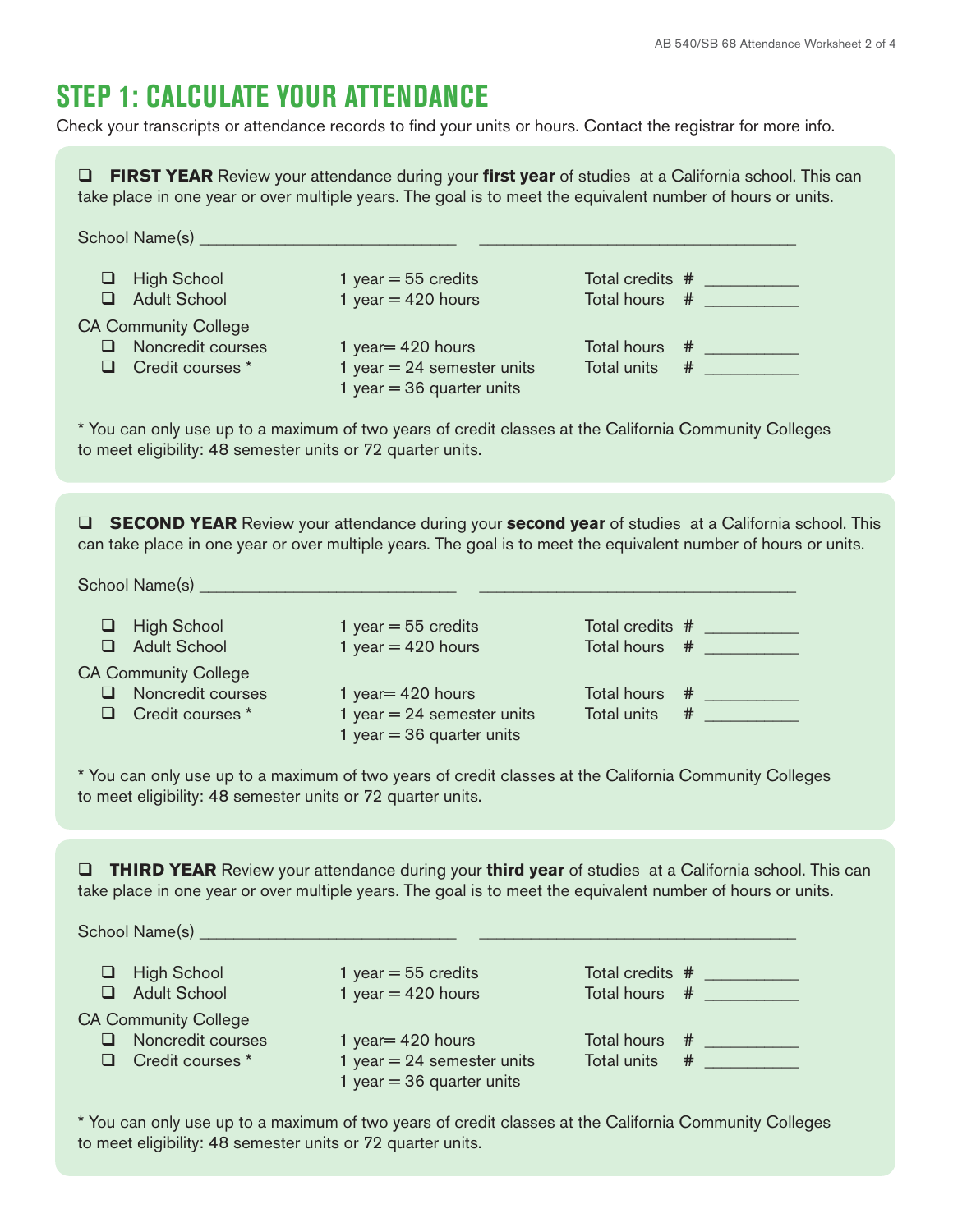# STEP 1: CALCULATE YOUR ATTENDANCE

Check your transcripts or attendance records to find your units or hours. Contact the registrar for more info.

❑ **FIRST YEAR** Review your attendance during your **first year** of studies at a California school. This can take place in one year or over multiple years. The goal is to meet the equivalent number of hours or units.

School Name(s) ____________________________ __________________________________

| | | |
|---|---|---|
| ❑ High School | 1 year = 55 credits | Total credits # __________ |
| ❑ Adult School | 1 year = 420 hours | Total hours # __________ |
| CA Community College | | |
| ❑ Noncredit courses | 1 year= 420 hours | Total hours # __________ |
| ❑ Credit courses * | 1 year = 24 semester units<br>1 year = 36 quarter units | Total units # __________ |

* You can only use up to a maximum of two years of credit classes at the California Community Colleges to meet eligibility: 48 semester units or 72 quarter units.

❑ **SECOND YEAR** Review your attendance during your **second year** of studies at a California school. This can take place in one year or over multiple years. The goal is to meet the equivalent number of hours or units.

School Name(s) ____________________________ __________________________________

| | | |
|---|---|---|
| ❑ High School | 1 year = 55 credits | Total credits # __________ |
| ❑ Adult School | 1 year = 420 hours | Total hours # __________ |
| CA Community College | | |
| ❑ Noncredit courses | 1 year= 420 hours | Total hours # __________ |
| ❑ Credit courses * | 1 year = 24 semester units<br>1 year = 36 quarter units | Total units # __________ |

* You can only use up to a maximum of two years of credit classes at the California Community Colleges to meet eligibility: 48 semester units or 72 quarter units.

❑ **THIRD YEAR** Review your attendance during your **third year** of studies at a California school. This can take place in one year or over multiple years. The goal is to meet the equivalent number of hours or units.

School Name(s) ____________________________ __________________________________

| | | |
|---|---|---|
| ❑ High School | 1 year = 55 credits | Total credits # __________ |
| ❑ Adult School | 1 year = 420 hours | Total hours # __________ |
| CA Community College | | |
| ❑ Noncredit courses | 1 year= 420 hours | Total hours # __________ |
| ❑ Credit courses * | 1 year = 24 semester units<br>1 year = 36 quarter units | Total units # __________ |

* You can only use up to a maximum of two years of credit classes at the California Community Colleges to meet eligibility: 48 semester units or 72 quarter units.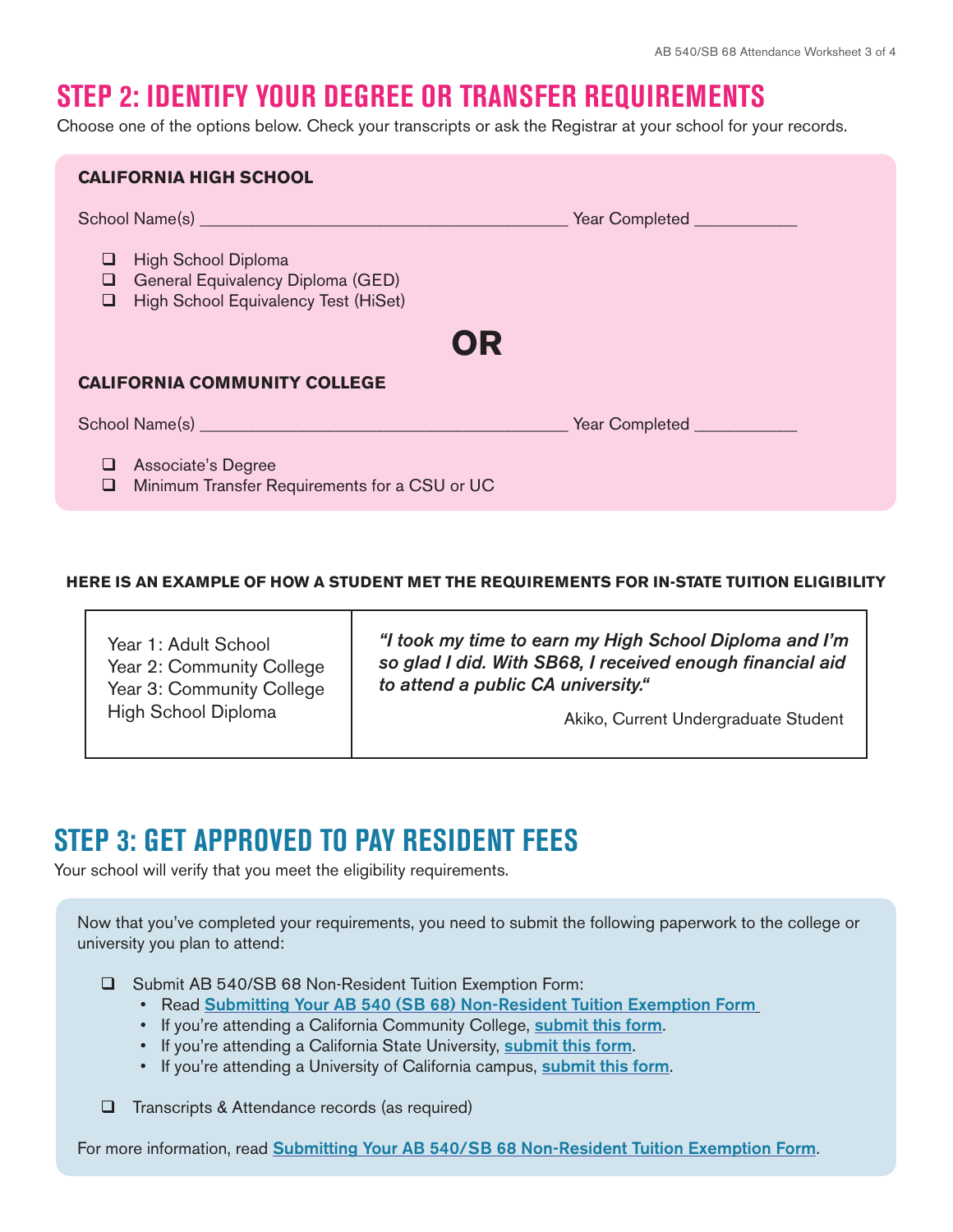## STEP 2: IDENTIFY YOUR DEGREE OR TRANSFER REQUIREMENTS

Choose one of the options below. Check your transcripts or ask the Registrar at your school for your records.

**CALIFORNIA HIGH SCHOOL**

School Name(s) ________________________________________ Year Completed ___________

- ❑ High School Diploma
- ❑ General Equivalency Diploma (GED)
- ❑ High School Equivalency Test (HiSet)

**OR**

**CALIFORNIA COMMUNITY COLLEGE**

School Name(s) ________________________________________ Year Completed ___________

- ❑ Associate's Degree
- ❑ Minimum Transfer Requirements for a CSU or UC

**HERE IS AN EXAMPLE OF HOW A STUDENT MET THE REQUIREMENTS FOR IN-STATE TUITION ELIGIBILITY**

| | |
|---|---|
| Year 1: Adult School<br>Year 2: Community College<br>Year 3: Community College<br>High School Diploma | ***"I took my time to earn my High School Diploma and I'm so glad I did. With SB68, I received enough financial aid to attend a public CA university."***<br>Akiko, Current Undergraduate Student |

## STEP 3: GET APPROVED TO PAY RESIDENT FEES

Your school will verify that you meet the eligibility requirements.

Now that you've completed your requirements, you need to submit the following paperwork to the college or university you plan to attend:

- ❑ Submit AB 540/SB 68 Non-Resident Tuition Exemption Form:
  - Read **Submitting Your AB 540 (SB 68) Non-Resident Tuition Exemption Form**
  - If you're attending a California Community College, **submit this form**.
  - If you're attending a California State University, **submit this form**.
  - If you're attending a University of California campus, **submit this form**.
- ❑ Transcripts & Attendance records (as required)

For more information, read **Submitting Your AB 540/SB 68 Non-Resident Tuition Exemption Form**.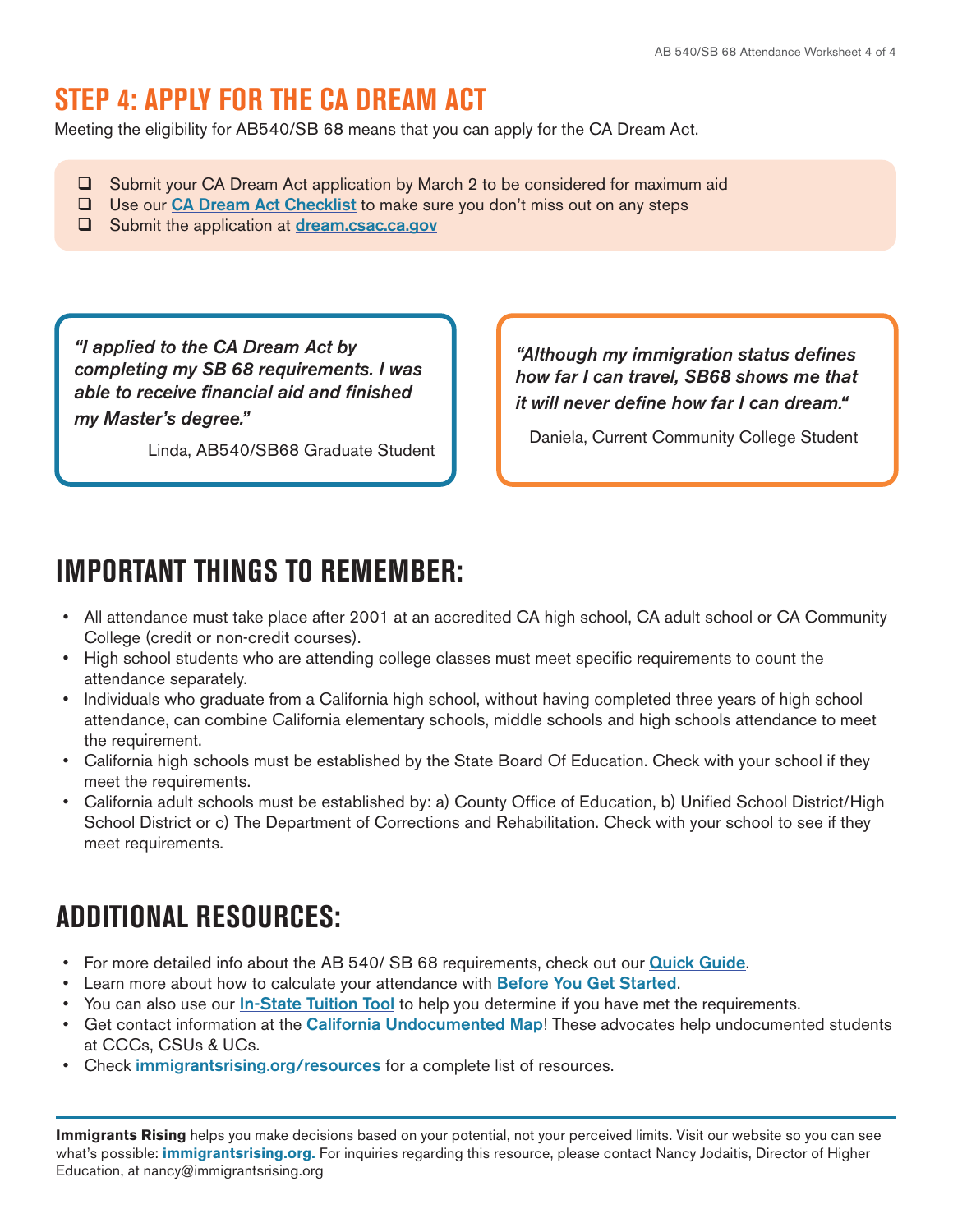## STEP 4: APPLY FOR THE CA DREAM ACT

Meeting the eligibility for AB540/SB 68 means that you can apply for the CA Dream Act.

- ❑ Submit your CA Dream Act application by March 2 to be considered for maximum aid
- ❑ Use our **CA Dream Act Checklist** to make sure you don't miss out on any steps
- ❑ Submit the application at **dream.csac.ca.gov**

> ***"I applied to the CA Dream Act by completing my SB 68 requirements. I was able to receive financial aid and finished my Master's degree."***
>
> Linda, AB540/SB68 Graduate Student

> ***"Although my immigration status defines how far I can travel, SB68 shows me that it will never define how far I can dream."***
>
> Daniela, Current Community College Student

## IMPORTANT THINGS TO REMEMBER:

- All attendance must take place after 2001 at an accredited CA high school, CA adult school or CA Community College (credit or non-credit courses).
- High school students who are attending college classes must meet specific requirements to count the attendance separately.
- Individuals who graduate from a California high school, without having completed three years of high school attendance, can combine California elementary schools, middle schools and high schools attendance to meet the requirement.
- California high schools must be established by the State Board Of Education. Check with your school if they meet the requirements.
- California adult schools must be established by: a) County Office of Education, b) Unified School District/High School District or c) The Department of Corrections and Rehabilitation. Check with your school to see if they meet requirements.

## ADDITIONAL RESOURCES:

- For more detailed info about the AB 540/ SB 68 requirements, check out our **Quick Guide**.
- Learn more about how to calculate your attendance with **Before You Get Started**.
- You can also use our **In-State Tuition Tool** to help you determine if you have met the requirements.
- Get contact information at the **California Undocumented Map**! These advocates help undocumented students at CCCs, CSUs & UCs.
- Check **immigrantsrising.org/resources** for a complete list of resources.

---

**Immigrants Rising** helps you make decisions based on your potential, not your perceived limits. Visit our website so you can see what's possible: **immigrantsrising.org.** For inquiries regarding this resource, please contact Nancy Jodaitis, Director of Higher Education, at nancy@immigrantsrising.org